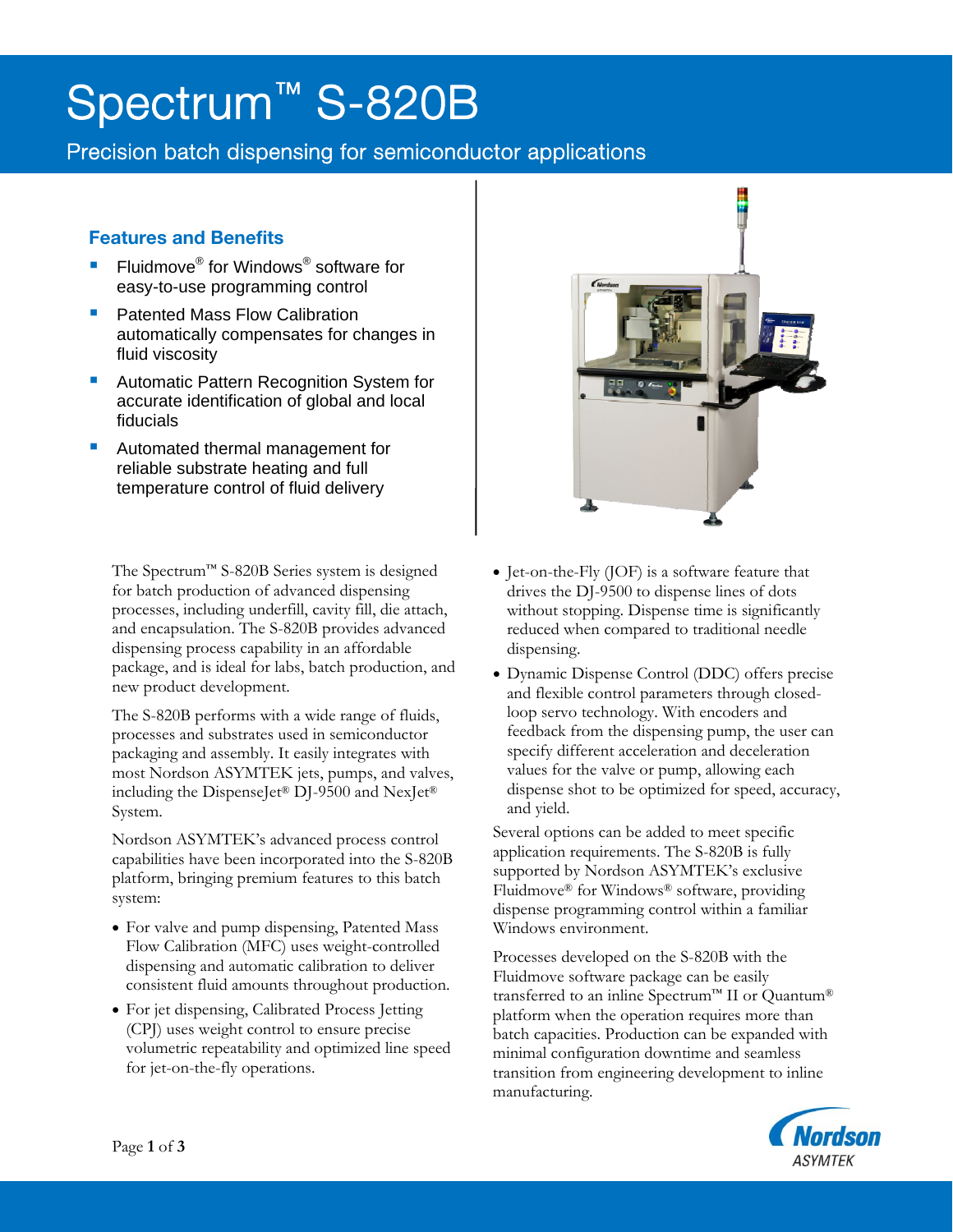# Spectrum™ S-820B

Precision batch dispensing for semiconductor applications

## Features and Benefits

- Fluidmove® for Windows® software for easy-to-use programming control
- Patented Mass Flow Calibration automatically compensates for changes in fluid viscosity
- Automatic Pattern Recognition System for accurate identification of global and local fiducials
- Automated thermal management for reliable substrate heating and full temperature control of fluid delivery

The Spectrum™ S-820B Series system is designed for batch production of advanced dispensing processes, including underfill, cavity fill, die attach, and encapsulation. The S-820B provides advanced dispensing process capability in an affordable package, and is ideal for labs, batch production, and new product development.

The S-820B performs with a wide range of fluids, processes and substrates used in semiconductor packaging and assembly. It easily integrates with most Nordson ASYMTEK jets, pumps, and valves, including the DispenseJet® DJ-9500 and NexJet® System.

Nordson ASYMTEK's advanced process control capabilities have been incorporated into the S-820B platform, bringing premium features to this batch system:

- For valve and pump dispensing, Patented Mass Flow Calibration (MFC) uses weight-controlled dispensing and automatic calibration to deliver consistent fluid amounts throughout production.
- For jet dispensing, Calibrated Process Jetting (CPJ) uses weight control to ensure precise volumetric repeatability and optimized line speed for jet-on-the-fly operations.
- Jet-on-the-Fly (JOF) is a software feature that drives the DJ-9500 to dispense lines of dots without stopping. Dispense time is significantly reduced when compared to traditional needle dispensing.
- Dynamic Dispense Control (DDC) offers precise and flexible control parameters through closed-loop servo technology. With encoders and feedback from the dispensing pump, the user can specify different acceleration and deceleration values for the valve or pump, allowing each dispense shot to be optimized for speed, accuracy, and yield.

Several options can be added to meet specific application requirements. The S-820B is fully supported by Nordson ASYMTEK's exclusive Fluidmove® for Windows® software, providing dispense programming control within a familiar Windows environment.

Processes developed on the S-820B with the Fluidmove software package can be easily transferred to an inline Spectrum™ II or Quantum® platform when the operation requires more than batch capacities. Production can be expanded with minimal configuration downtime and seamless transition from engineering development to inline manufacturing.

Nordson ASYMTEK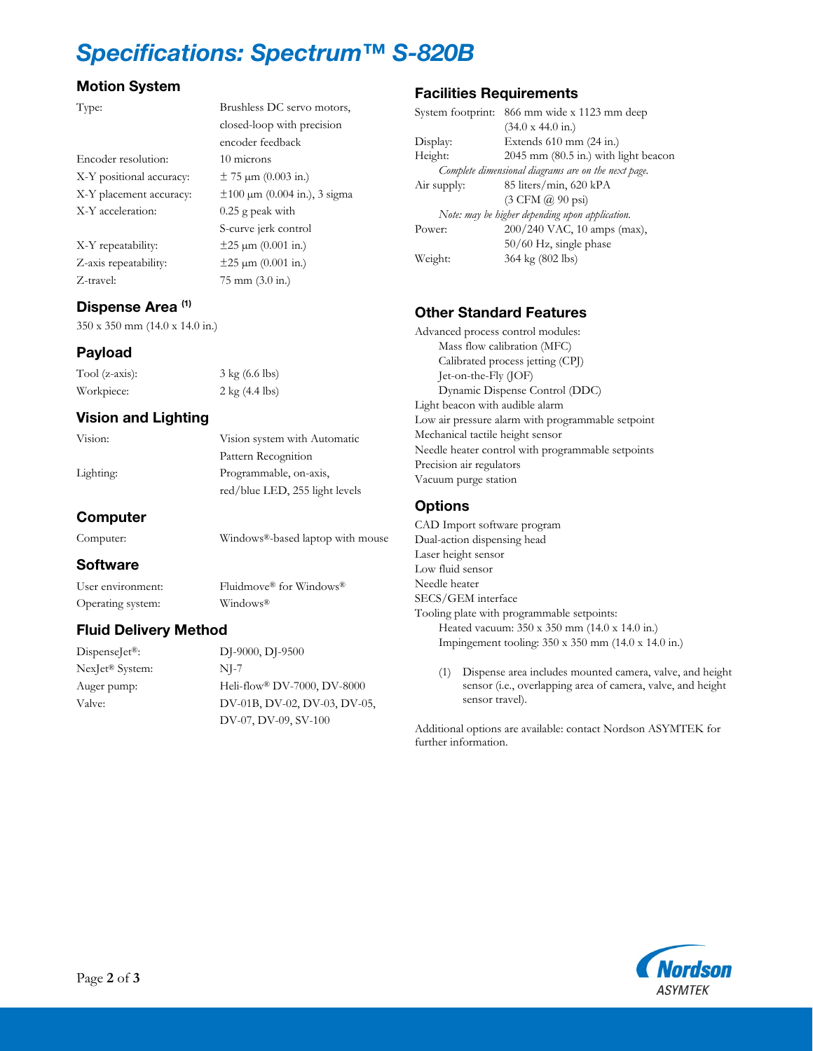# Specifications: Spectrum™ S-820B

## Motion System

| | |
|---|---|
| Type: | Brushless DC servo motors, closed-loop with precision encoder feedback |
| Encoder resolution: | 10 microns |
| X-Y positional accuracy: | ± 75 µm (0.003 in.) |
| X-Y placement accuracy: | ±100 µm (0.004 in.), 3 sigma |
| X-Y acceleration: | 0.25 g peak with S-curve jerk control |
| X-Y repeatability: | ±25 µm (0.001 in.) |
| Z-axis repeatability: | ±25 µm (0.001 in.) |
| Z-travel: | 75 mm (3.0 in.) |

## Dispense Area (1)

350 x 350 mm (14.0 x 14.0 in.)

## Payload

| | |
|---|---|
| Tool (z-axis): | 3 kg (6.6 lbs) |
| Workpiece: | 2 kg (4.4 lbs) |

## Vision and Lighting

| | |
|---|---|
| Vision: | Vision system with Automatic Pattern Recognition |
| Lighting: | Programmable, on-axis, red/blue LED, 255 light levels |

## Computer

| | |
|---|---|
| Computer: | Windows®-based laptop with mouse |

## Software

| | |
|---|---|
| User environment: | Fluidmove® for Windows® |
| Operating system: | Windows® |

## Fluid Delivery Method

| | |
|---|---|
| DispenseJet®: | DJ-9000, DJ-9500 |
| NexJet® System: | NJ-7 |
| Auger pump: | Heli-flow® DV-7000, DV-8000 |
| Valve: | DV-01B, DV-02, DV-03, DV-05, DV-07, DV-09, SV-100 |

## Facilities Requirements

| | |
|---|---|
| System footprint: | 866 mm wide x 1123 mm deep (34.0 x 44.0 in.) |
| Display: | Extends 610 mm (24 in.) |
| Height: | 2045 mm (80.5 in.) with light beacon |

*Complete dimensional diagrams are on the next page.*

| | |
|---|---|
| Air supply: | 85 liters/min, 620 kPA (3 CFM @ 90 psi) |

*Note: may be higher depending upon application.*

| | |
|---|---|
| Power: | 200/240 VAC, 10 amps (max), 50/60 Hz, single phase |
| Weight: | 364 kg (802 lbs) |

## Other Standard Features

- Advanced process control modules:
  - Mass flow calibration (MFC)
  - Calibrated process jetting (CPJ)
  - Jet-on-the-Fly (JOF)
  - Dynamic Dispense Control (DDC)
- Light beacon with audible alarm
- Low air pressure alarm with programmable setpoint
- Mechanical tactile height sensor
- Needle heater control with programmable setpoints
- Precision air regulators
- Vacuum purge station

## Options

- CAD Import software program
- Dual-action dispensing head
- Laser height sensor
- Low fluid sensor
- Needle heater
- SECS/GEM interface
- Tooling plate with programmable setpoints:
  - Heated vacuum: 350 x 350 mm (14.0 x 14.0 in.)
  - Impingement tooling: 350 x 350 mm (14.0 x 14.0 in.)

(1) Dispense area includes mounted camera, valve, and height sensor (i.e., overlapping area of camera, valve, and height sensor travel).

Additional options are available: contact Nordson ASYMTEK for further information.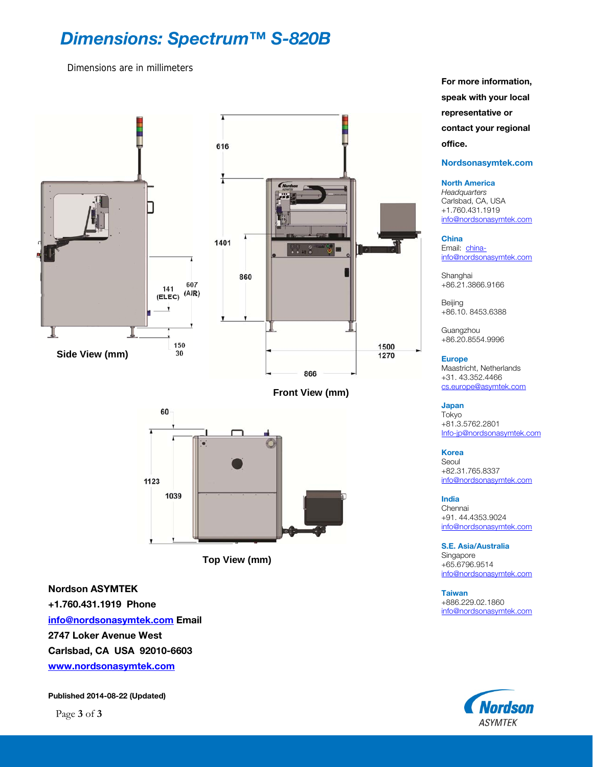# *Dimensions: Spectrum™ S-820B*

Dimensions are in millimeters

616

1401

860

141 (ELEC)

607 (AIR)

150

30

Side View (mm)

1500

1270

866

Front View (mm)

60

1123

1039

Top View (mm)

**Nordson ASYMTEK**
**+1.760.431.1919 Phone**
**info@nordsonasymtek.com Email**
**2747 Loker Avenue West**
**Carlsbad, CA USA 92010-6603**
**www.nordsonasymtek.com**

**Published 2014-08-22 (Updated)**

**For more information, speak with your local representative or contact your regional office.**

**Nordsonasymtek.com**

**North America**
*Headquarters*
Carlsbad, CA, USA
+1.760.431.1919
info@nordsonasymtek.com

**China**
Email: china-info@nordsonasymtek.com

Shanghai
+86.21.3866.9166

Beijing
+86.10. 8453.6388

Guangzhou
+86.20.8554.9996

**Europe**
Maastricht, Netherlands
+31. 43.352.4466
cs.europe@asymtek.com

**Japan**
Tokyo
+81.3.5762.2801
Info-jp@nordsonasymtek.com

**Korea**
Seoul
+82.31.765.8337
info@nordsonasymtek.com

**India**
Chennai
+91. 44.4353.9024
info@nordsonasymtek.com

**S.E. Asia/Australia**
Singapore
+65.6796.9514
info@nordsonasymtek.com

**Taiwan**
+886.229.02.1860
info@nordsonasymtek.com

Nordson ASYMTEK